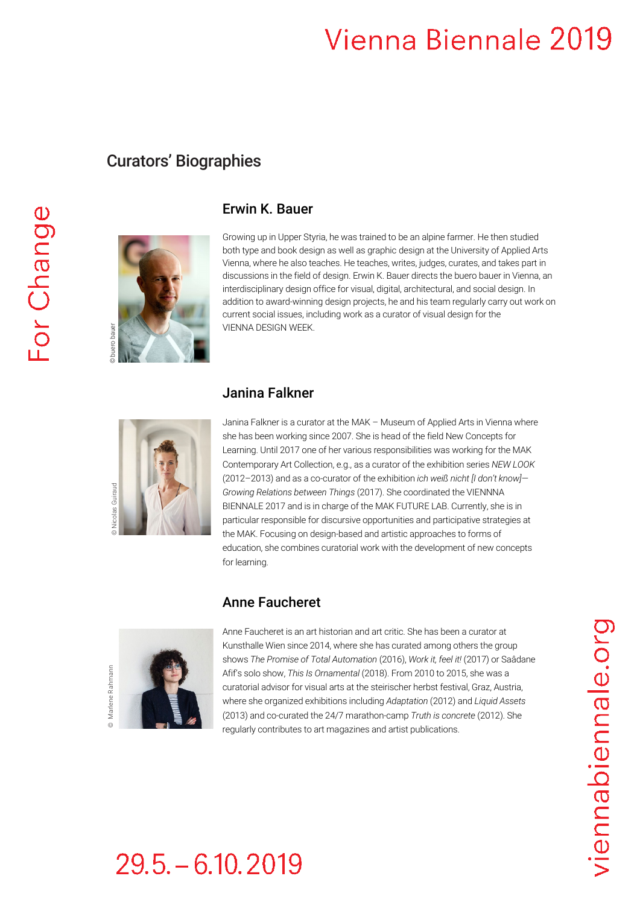# Curators' Biographies

## Erwin K. Bauer

© buero bauer

Growing up in Upper Styria, he was trained to be an alpine farmer. He then studied both type and book design as well as graphic design at the University of Applied Arts Vienna, where he also teaches. He teaches, writes, judges, curates, and takes part in discussions in the field of design. Erwin K. Bauer directs the buero bauer in Vienna, an interdisciplinary design office for visual, digital, architectural, and social design. In addition to award-winning design projects, he and his team regularly carry out work on current social issues, including work as a curator of visual design for the VIENNA DESIGN WEEK.

## Janina Falkner

© Nicolas Guiraud

Janina Falkner is a curator at the MAK – Museum of Applied Arts in Vienna where she has been working since 2007. She is head of the field New Concepts for Learning. Until 2017 one of her various responsibilities was working for the MAK Contemporary Art Collection, e.g., as a curator of the exhibition series *NEW LOOK* (2012–2013) and as a co-curator of the exhibition *ich weiß nicht [I don't know]—Growing Relations between Things* (2017). She coordinated the VIENNNA BIENNALE 2017 and is in charge of the MAK FUTURE LAB. Currently, she is in particular responsible for discursive opportunities and participative strategies at the MAK. Focusing on design-based and artistic approaches to forms of education, she combines curatorial work with the development of new concepts for learning.

## Anne Faucheret

© Marlene Rahmann

Anne Faucheret is an art historian and art critic. She has been a curator at Kunsthalle Wien since 2014, where she has curated among others the group shows *The Promise of Total Automation* (2016), *Work it, feel it!* (2017) or Saâdane Afif's solo show, *This Is Ornamental* (2018). From 2010 to 2015, she was a curatorial advisor for visual arts at the steirischer herbst festival, Graz, Austria, where she organized exhibitions including *Adaptation* (2012) and *Liquid Assets* (2013) and co-curated the 24/7 marathon-camp *Truth is concrete* (2012). She regularly contributes to art magazines and artist publications.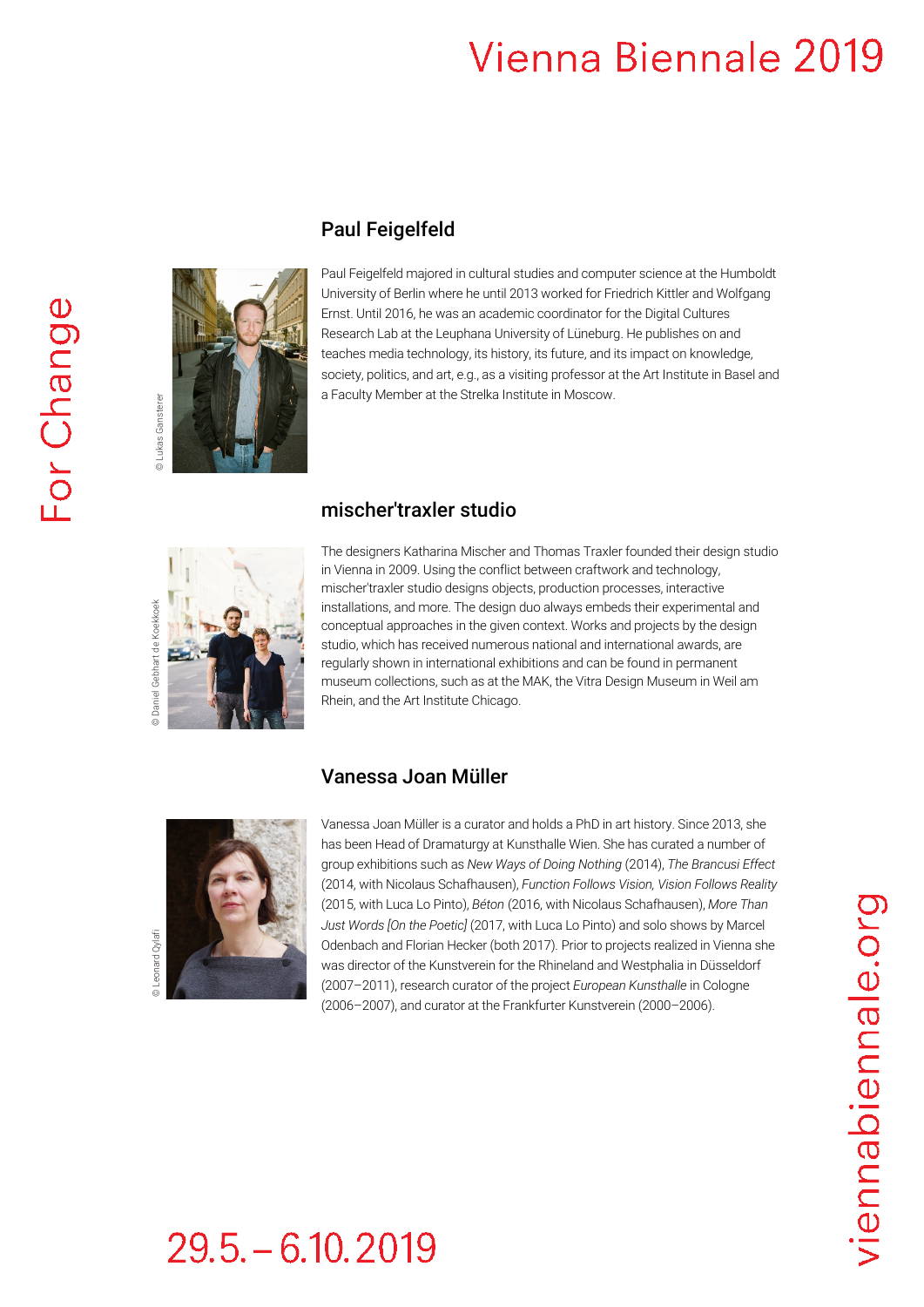## Paul Feigelfeld

© Lukas Gansterer

Paul Feigelfeld majored in cultural studies and computer science at the Humboldt University of Berlin where he until 2013 worked for Friedrich Kittler and Wolfgang Ernst. Until 2016, he was an academic coordinator for the Digital Cultures Research Lab at the Leuphana University of Lüneburg. He publishes on and teaches media technology, its history, its future, and its impact on knowledge, society, politics, and art, e.g., as a visiting professor at the Art Institute in Basel and a Faculty Member at the Strelka Institute in Moscow.

## mischer'traxler studio

© Daniel Gebhart de Koekkoek

The designers Katharina Mischer and Thomas Traxler founded their design studio in Vienna in 2009. Using the conflict between craftwork and technology, mischer'traxler studio designs objects, production processes, interactive installations, and more. The design duo always embeds their experimental and conceptual approaches in the given context. Works and projects by the design studio, which has received numerous national and international awards, are regularly shown in international exhibitions and can be found in permanent museum collections, such as at the MAK, the Vitra Design Museum in Weil am Rhein, and the Art Institute Chicago.

## Vanessa Joan Müller

© Leonard Qylafi

Vanessa Joan Müller is a curator and holds a PhD in art history. Since 2013, she has been Head of Dramaturgy at Kunsthalle Wien. She has curated a number of group exhibitions such as *New Ways of Doing Nothing* (2014), *The Brancusi Effect* (2014, with Nicolaus Schafhausen), *Function Follows Vision, Vision Follows Reality* (2015, with Luca Lo Pinto), *Béton* (2016, with Nicolaus Schafhausen), *More Than Just Words [On the Poetic]* (2017, with Luca Lo Pinto) and solo shows by Marcel Odenbach and Florian Hecker (both 2017). Prior to projects realized in Vienna she was director of the Kunstverein for the Rhineland and Westphalia in Düsseldorf (2007–2011), research curator of the project *European Kunsthalle* in Cologne (2006–2007), and curator at the Frankfurter Kunstverein (2000–2006).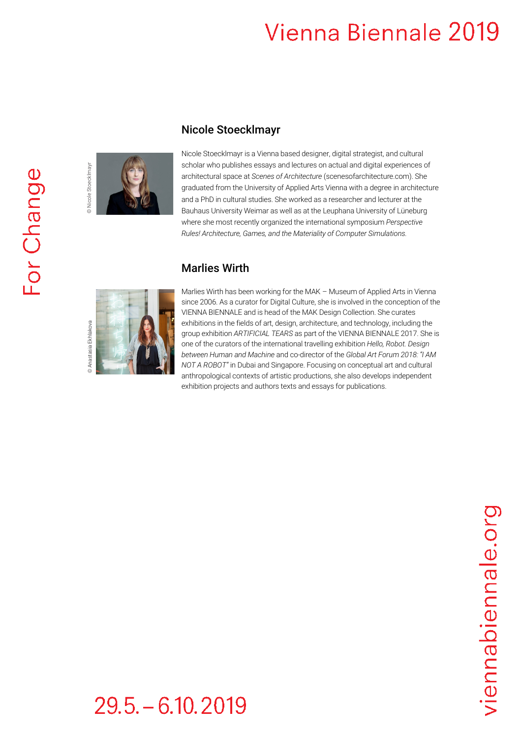## Nicole Stoecklmayr

© Nicole Stoecklmayr

Nicole Stoecklmayr is a Vienna based designer, digital strategist, and cultural scholar who publishes essays and lectures on actual and digital experiences of architectural space at *Scenes of Architecture* (scenesofarchitecture.com). She graduated from the University of Applied Arts Vienna with a degree in architecture and a PhD in cultural studies. She worked as a researcher and lecturer at the Bauhaus University Weimar as well as at the Leuphana University of Lüneburg where she most recently organized the international symposium *Perspective Rules! Architecture, Games, and the Materiality of Computer Simulations.*

## Marlies Wirth

© Anastasia Ekhlakova

Marlies Wirth has been working for the MAK – Museum of Applied Arts in Vienna since 2006. As a curator for Digital Culture, she is involved in the conception of the VIENNA BIENNALE and is head of the MAK Design Collection. She curates exhibitions in the fields of art, design, architecture, and technology, including the group exhibition *ARTIFICIAL TEARS* as part of the VIENNA BIENNALE 2017. She is one of the curators of the international travelling exhibition *Hello, Robot. Design between Human and Machine* and co-director of the *Global Art Forum 2018: "I AM NOT A ROBOT"* in Dubai and Singapore. Focusing on conceptual art and cultural anthropological contexts of artistic productions, she also develops independent exhibition projects and authors texts and essays for publications.